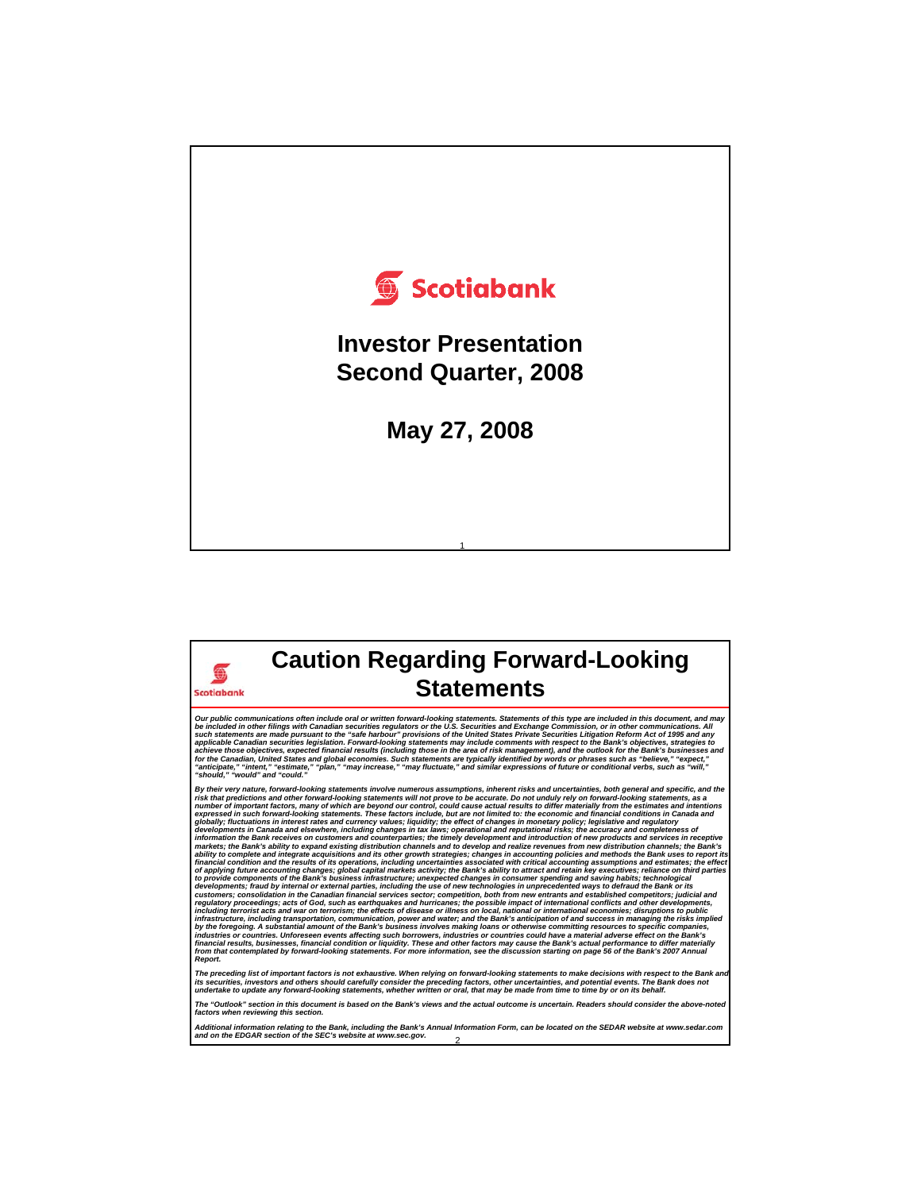Scotiabank

# Investor Presentation
# Second Quarter, 2008

## May 27, 2008

---

Scotiabank

# Caution Regarding Forward-Looking Statements

*Our public communications often include oral or written forward-looking statements. Statements of this type are included in this document, and may be included in other filings with Canadian securities regulators or the U.S. Securities and Exchange Commission, or in other communications. All such statements are made pursuant to the "safe harbour" provisions of the United States Private Securities Litigation Reform Act of 1995 and any applicable Canadian securities legislation. Forward-looking statements may include comments with respect to the Bank's objectives, strategies to achieve those objectives, expected financial results (including those in the area of risk management), and the outlook for the Bank's businesses and for the Canadian, United States and global economies. Such statements are typically identified by words or phrases such as "believe," "expect," "anticipate," "intent," "estimate," "plan," "may increase," "may fluctuate," and similar expressions of future or conditional verbs, such as "will," "should," "would" and "could."*

*By their very nature, forward-looking statements involve numerous assumptions, inherent risks and uncertainties, both general and specific, and the risk that predictions and other forward-looking statements will not prove to be accurate. Do not unduly rely on forward-looking statements, as a number of important factors, many of which are beyond our control, could cause actual results to differ materially from the estimates and intentions expressed in such forward-looking statements. These factors include, but are not limited to: the economic and financial conditions in Canada and globally; fluctuations in interest rates and currency values; liquidity; the effect of changes in monetary policy; legislative and regulatory developments in Canada and elsewhere, including changes in tax laws; operational and reputational risks; the accuracy and completeness of information the Bank receives on customers and counterparties; the timely development and introduction of new products and services in receptive markets; the Bank's ability to expand existing distribution channels and to develop and realize revenues from new distribution channels; the Bank's ability to complete and integrate acquisitions and its other growth strategies; changes in accounting policies and methods the Bank uses to report its financial condition and the results of its operations, including uncertainties associated with critical accounting assumptions and estimates; the effect of applying future accounting changes; global capital markets activity; the Bank's ability to attract and retain key executives; reliance on third parties to provide components of the Bank's business infrastructure; unexpected changes in consumer spending and saving habits; technological developments; fraud by internal or external parties, including the use of new technologies in unprecedented ways to defraud the Bank or its customers; consolidation in the Canadian financial services sector; competition, both from new entrants and established competitors; judicial and regulatory proceedings; acts of God, such as earthquakes and hurricanes; the possible impact of international conflicts and other developments, including terrorist acts and war on terrorism; the effects of disease or illness on local, national or international economies; disruptions to public infrastructure, including transportation, communication, power and water; and the Bank's anticipation of and success in managing the risks implied by the foregoing. A substantial amount of the Bank's business involves making loans or otherwise committing resources to specific companies, industries or countries. Unforeseen events affecting such borrowers, industries or countries could have a material adverse effect on the Bank's financial results, businesses, financial condition or liquidity. These and other factors may cause the Bank's actual performance to differ materially from that contemplated by forward-looking statements. For more information, see the discussion starting on page 56 of the Bank's 2007 Annual Report.*

*The preceding list of important factors is not exhaustive. When relying on forward-looking statements to make decisions with respect to the Bank and its securities, investors and others should carefully consider the preceding factors, other uncertainties, and potential events. The Bank does not undertake to update any forward-looking statements, whether written or oral, that may be made from time to time by or on its behalf.*

*The "Outlook" section in this document is based on the Bank's views and the actual outcome is uncertain. Readers should consider the above-noted factors when reviewing this section.*

*Additional information relating to the Bank, including the Bank's Annual Information Form, can be located on the SEDAR website at www.sedar.com and on the EDGAR section of the SEC's website at www.sec.gov.*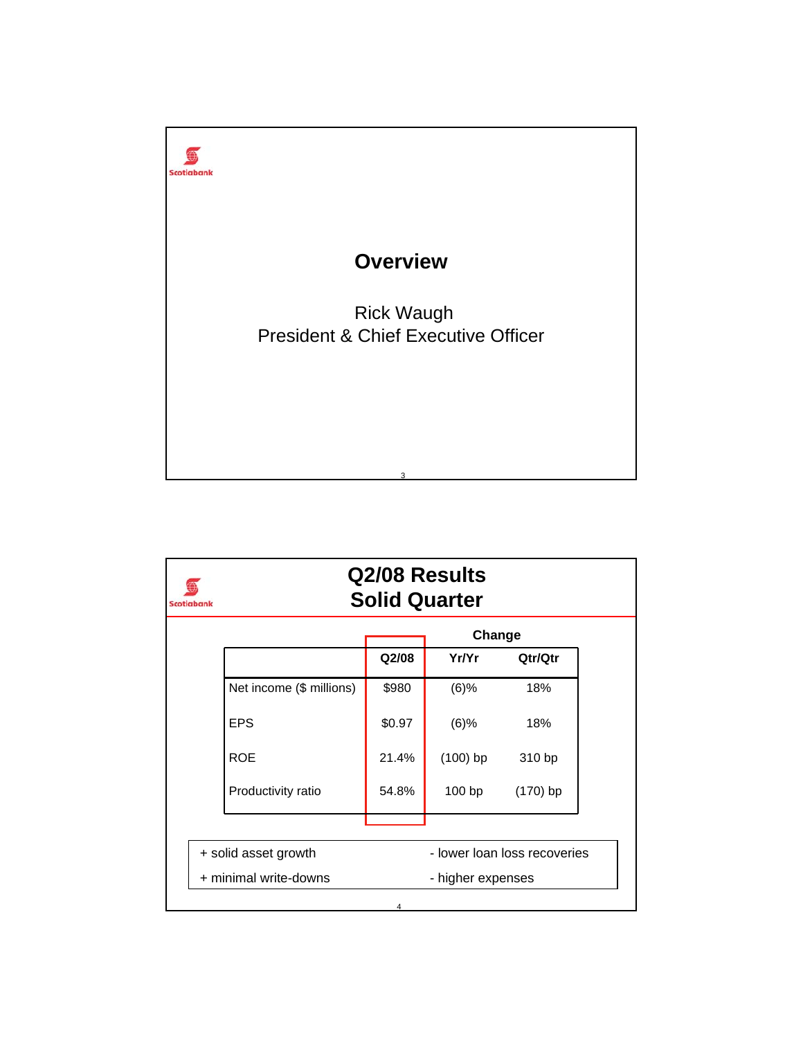Scotiabank

# Overview

Rick Waugh
President & Chief Executive Officer

Scotiabank

# Q2/08 Results
## Solid Quarter

| | Q2/08 | Change Yr/Yr | Change Qtr/Qtr |
|---|---|---|---|
| Net income ($ millions) | $980 | (6)% | 18% |
| EPS | $0.97 | (6)% | 18% |
| ROE | 21.4% | (100) bp | 310 bp |
| Productivity ratio | 54.8% | 100 bp | (170) bp |

| | |
|---|---|
| + solid asset growth | - lower loan loss recoveries |
| + minimal write-downs | - higher expenses |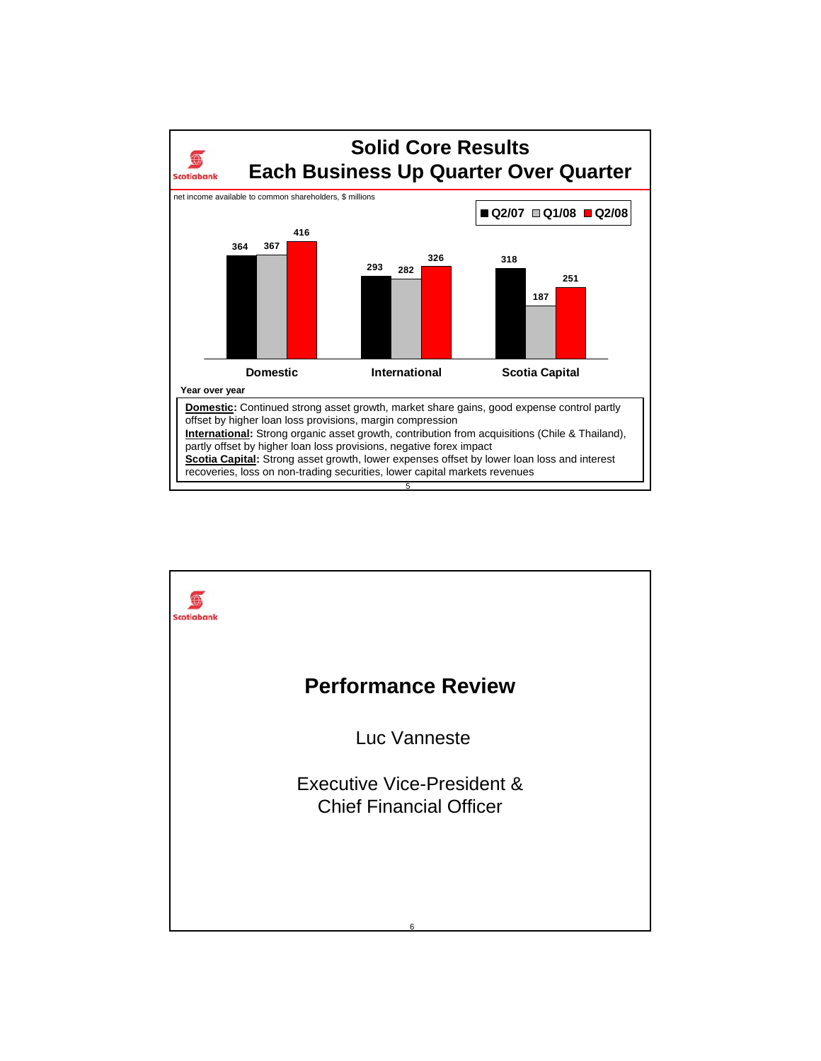## Solid Core Results
## Each Business Up Quarter Over Quarter

net income available to common shareholders, $ millions

| | Q2/07 | Q1/08 | Q2/08 |
|---|---|---|---|
| Domestic | 364 | 367 | 416 |
| International | 293 | 282 | 326 |
| Scotia Capital | 318 | 187 | 251 |

**Year over year**

**Domestic:** Continued strong asset growth, market share gains, good expense control partly offset by higher loan loss provisions, margin compression

**International:** Strong organic asset growth, contribution from acquisitions (Chile & Thailand), partly offset by higher loan loss provisions, negative forex impact

**Scotia Capital:** Strong asset growth, lower expenses offset by lower loan loss and interest recoveries, loss on non-trading securities, lower capital markets revenues

## Performance Review

Luc Vanneste

Executive Vice-President & Chief Financial Officer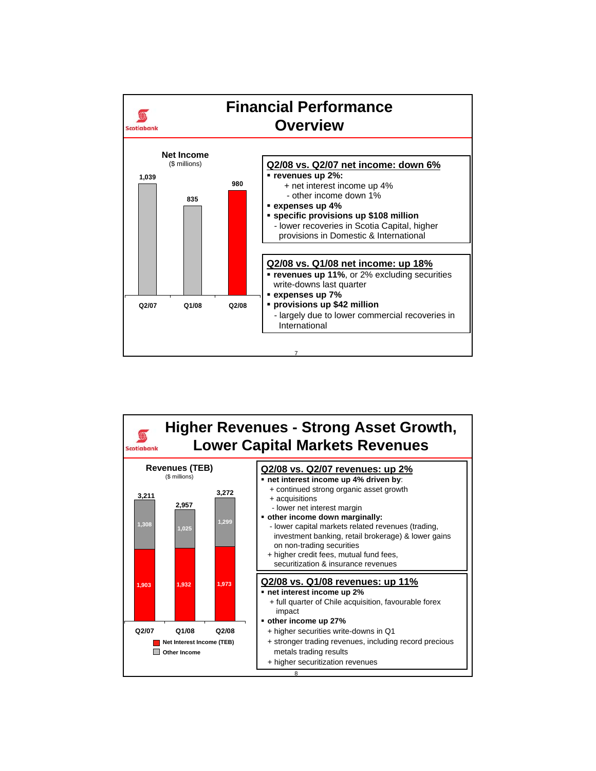# Financial Performance Overview

**Net Income**
($ millions)

| | Q2/07 | Q1/08 | Q2/08 |
|---|---|---|---|
| Net Income | 1,039 | 835 | 980 |

### Q2/08 vs. Q2/07 net income: down 6%

- **revenues up 2%:**
  - \+ net interest income up 4%
  - \- other income down 1%
- **expenses up 4%**
- **specific provisions up $108 million**
  - \- lower recoveries in Scotia Capital, higher provisions in Domestic & International

### Q2/08 vs. Q1/08 net income: up 18%

- **revenues up 11%**, or 2% excluding securities write-downs last quarter
- **expenses up 7%**
- **provisions up $42 million**
  - \- largely due to lower commercial recoveries in International

# Higher Revenues - Strong Asset Growth, Lower Capital Markets Revenues

**Revenues (TEB)**
($ millions)

| | Q2/07 | Q1/08 | Q2/08 |
|---|---|---|---|
| Other Income | 1,308 | 1,025 | 1,299 |
| Net Interest Income (TEB) | 1,903 | 1,932 | 1,973 |
| Total | 3,211 | 2,957 | 3,272 |

### Q2/08 vs. Q2/07 revenues: up 2%

- **net interest income up 4% driven by**:
  - \+ continued strong organic asset growth
  - \+ acquisitions
  - \- lower net interest margin
- **other income down marginally:**
  - \- lower capital markets related revenues (trading, investment banking, retail brokerage) & lower gains on non-trading securities
  - \+ higher credit fees, mutual fund fees, securitization & insurance revenues

### Q2/08 vs. Q1/08 revenues: up 11%

- **net interest income up 2%**
  - \+ full quarter of Chile acquisition, favourable forex impact
- **other income up 27%**
  - \+ higher securities write-downs in Q1
  - \+ stronger trading revenues, including record precious metals trading results
  - \+ higher securitization revenues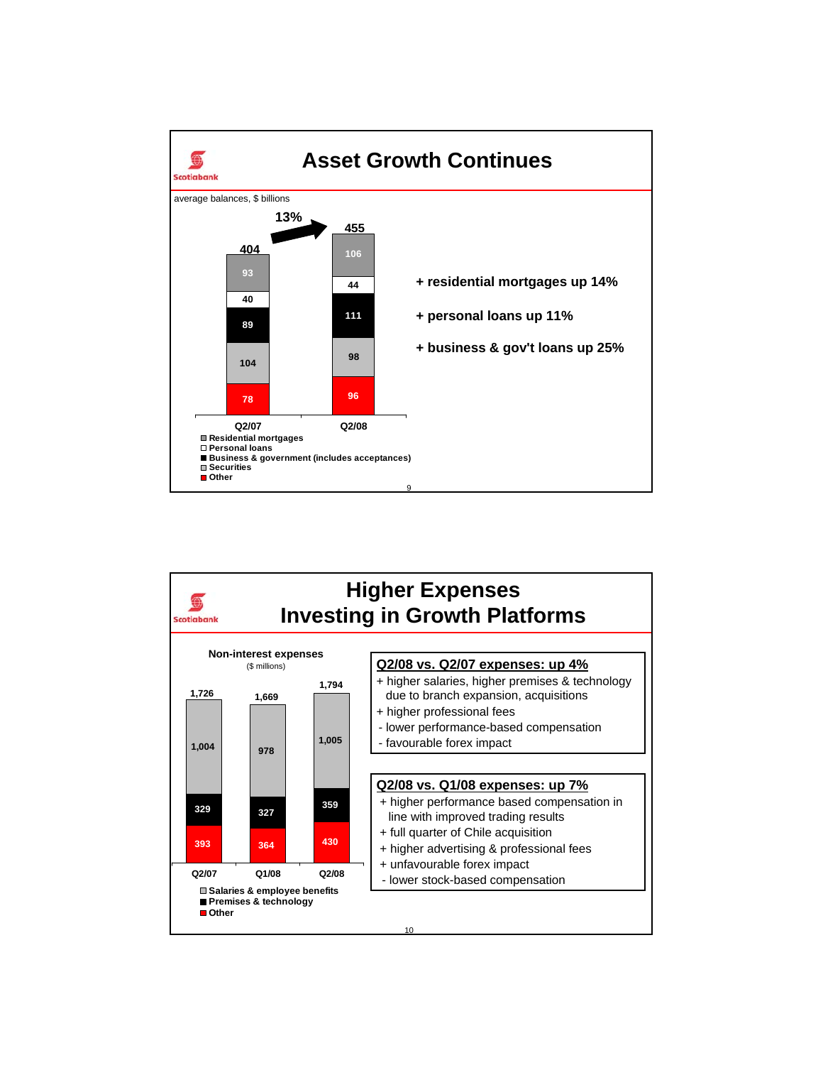## Asset Growth Continues

average balances, $ billions

| | Q2/07 | Q2/08 |
|---|---|---|
| Residential mortgages | 93 | 106 |
| Personal loans | 40 | 44 |
| Business & government (includes acceptances) | 89 | 111 |
| Securities | 104 | 98 |
| Other | 78 | 96 |
| **Total** | **404** | **455** |

13% growth

+ residential mortgages up 14%
+ personal loans up 11%
+ business & gov't loans up 25%

## Higher Expenses
## Investing in Growth Platforms

**Non-interest expenses**
($ millions)

| | Q2/07 | Q1/08 | Q2/08 |
|---|---|---|---|
| Salaries & employee benefits | 1,004 | 978 | 1,005 |
| Premises & technology | 329 | 327 | 359 |
| Other | 393 | 364 | 430 |
| **Total** | **1,726** | **1,669** | **1,794** |

**Q2/08 vs. Q2/07 expenses: up 4%**

+ higher salaries, higher premises & technology due to branch expansion, acquisitions
+ higher professional fees
- lower performance-based compensation
- favourable forex impact

**Q2/08 vs. Q1/08 expenses: up 7%**

+ higher performance based compensation in line with improved trading results
+ full quarter of Chile acquisition
+ higher advertising & professional fees
+ unfavourable forex impact
- lower stock-based compensation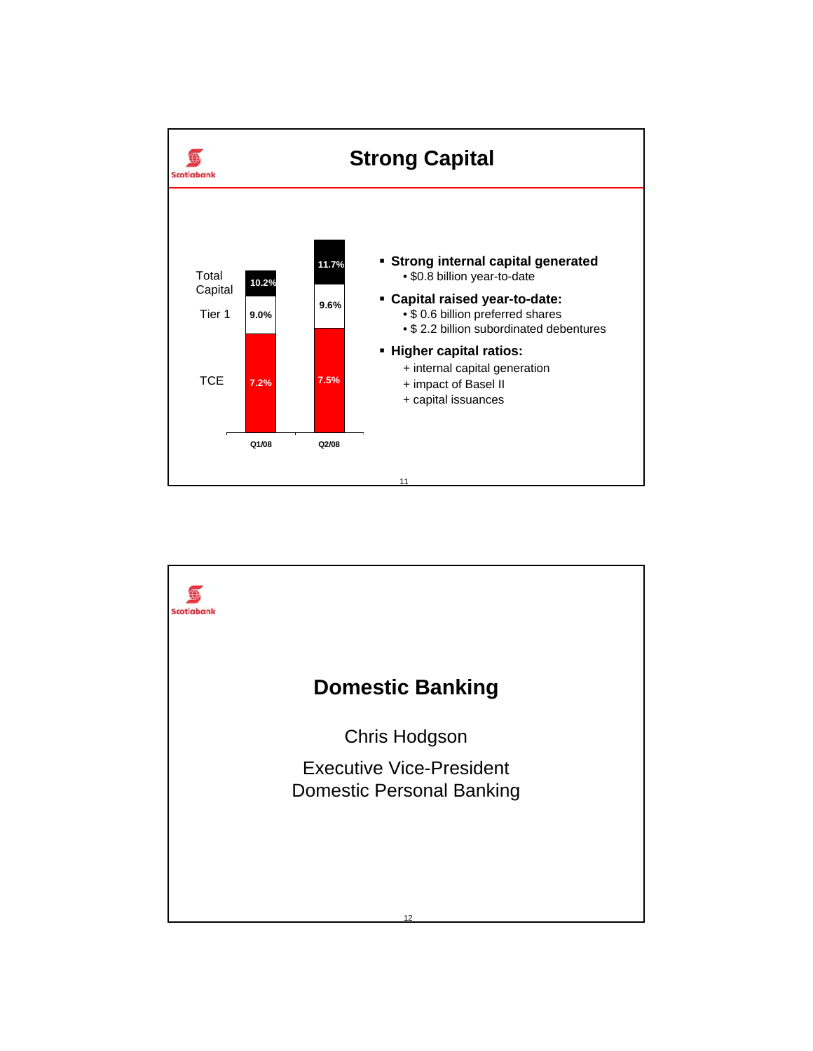# Strong Capital

| | Q1/08 | Q2/08 |
|---|---|---|
| Total Capital | 10.2% | 11.7% |
| Tier 1 | 9.0% | 9.6% |
| TCE | 7.2% | 7.5% |

- **Strong internal capital generated**
  - $0.8 billion year-to-date
- **Capital raised year-to-date:**
  - $ 0.6 billion preferred shares
  - $ 2.2 billion subordinated debentures
- **Higher capital ratios:**
  - \+ internal capital generation
  - \+ impact of Basel II
  - \+ capital issuances

# Domestic Banking

Chris Hodgson

Executive Vice-President
Domestic Personal Banking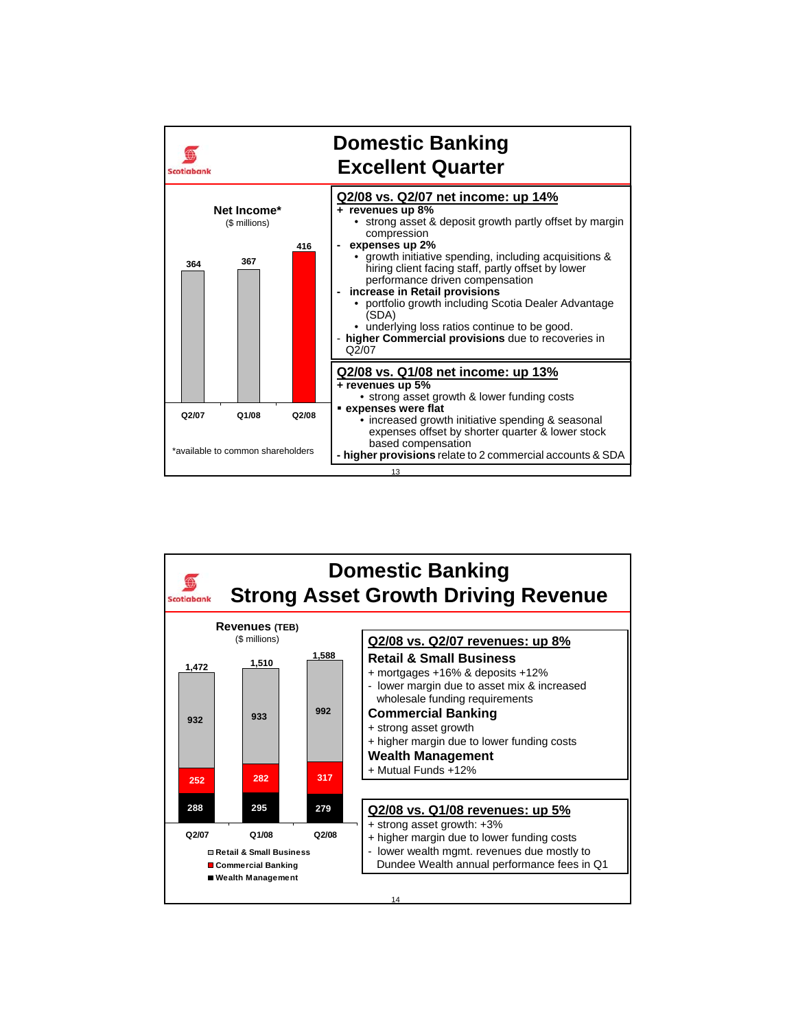# Domestic Banking
## Excellent Quarter

**Net Income***
($ millions)

| | Q2/07 | Q1/08 | Q2/08 |
|---|---|---|---|
| Net Income | 364 | 367 | 416 |

*available to common shareholders

### Q2/08 vs. Q2/07 net income: up 14%

- **+ revenues up 8%**
  - strong asset & deposit growth partly offset by margin compression
- **- expenses up 2%**
  - growth initiative spending, including acquisitions & hiring client facing staff, partly offset by lower performance driven compensation
- **- increase in Retail provisions**
  - portfolio growth including Scotia Dealer Advantage (SDA)
  - underlying loss ratios continue to be good.
- **- higher Commercial provisions** due to recoveries in Q2/07

### Q2/08 vs. Q1/08 net income: up 13%

- **+ revenues up 5%**
  - strong asset growth & lower funding costs
- **expenses were flat**
  - increased growth initiative spending & seasonal expenses offset by shorter quarter & lower stock based compensation
- **- higher provisions** relate to 2 commercial accounts & SDA

# Domestic Banking
## Strong Asset Growth Driving Revenue

**Revenues (TEB)**
($ millions)

| | Q2/07 | Q1/08 | Q2/08 |
|---|---|---|---|
| Retail & Small Business | 932 | 933 | 992 |
| Commercial Banking | 252 | 282 | 317 |
| Wealth Management | 288 | 295 | 279 |
| Total | 1,472 | 1,510 | 1,588 |

### Q2/08 vs. Q2/07 revenues: up 8%

**Retail & Small Business**
- \+ mortgages +16% & deposits +12%
- \- lower margin due to asset mix & increased wholesale funding requirements

**Commercial Banking**
- \+ strong asset growth
- \+ higher margin due to lower funding costs

**Wealth Management**
- \+ Mutual Funds +12%

### Q2/08 vs. Q1/08 revenues: up 5%

- \+ strong asset growth: +3%
- \+ higher margin due to lower funding costs
- \- lower wealth mgmt. revenues due mostly to Dundee Wealth annual performance fees in Q1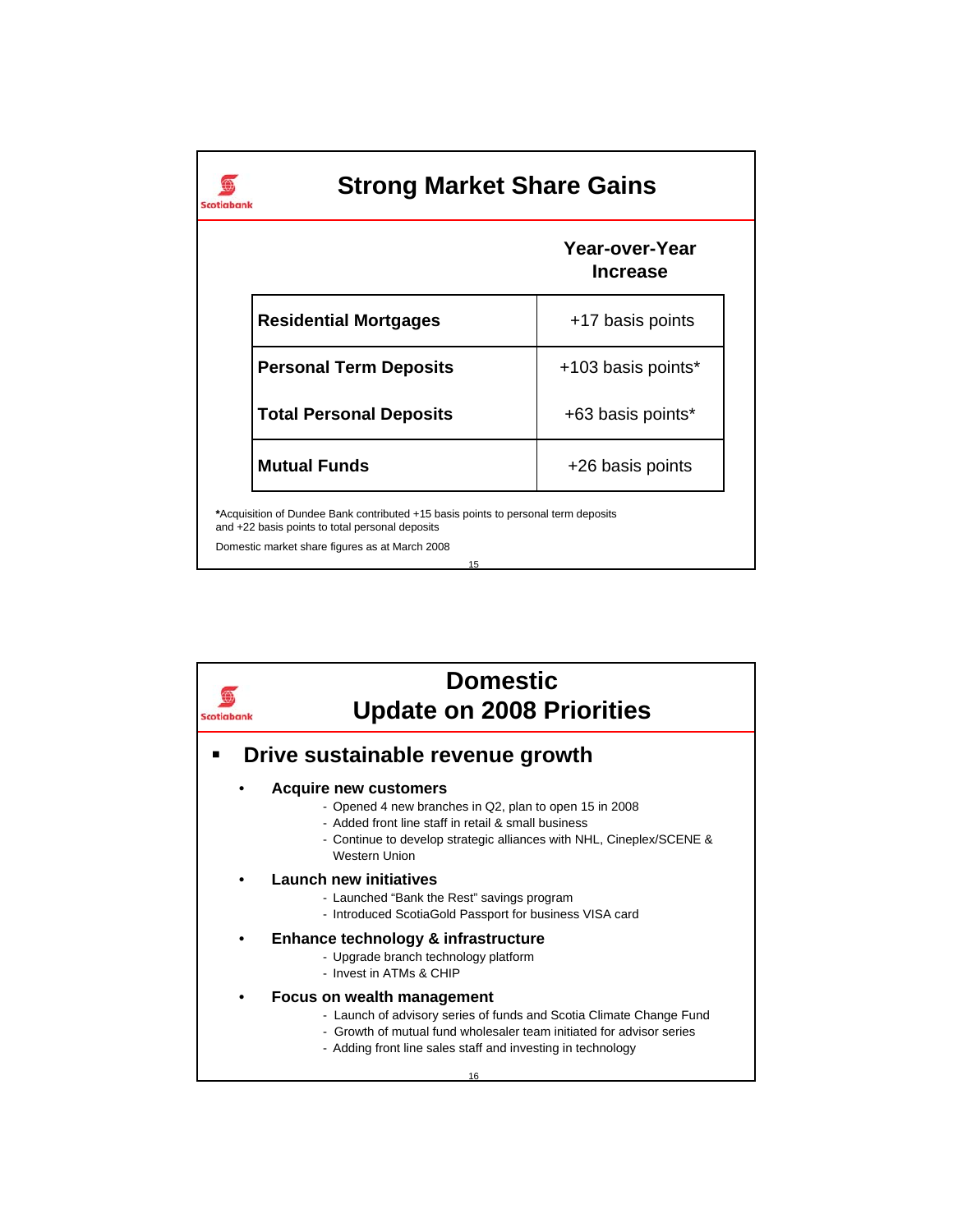# Strong Market Share Gains

| | Year-over-Year Increase |
|---|---|
| **Residential Mortgages** | +17 basis points |
| **Personal Term Deposits** | +103 basis points* |
| **Total Personal Deposits** | +63 basis points* |
| **Mutual Funds** | +26 basis points |

***Acquisition of Dundee Bank contributed +15 basis points to personal term deposits and +22 basis points to total personal deposits**

Domestic market share figures as at March 2008

# Domestic Update on 2008 Priorities

- **Drive sustainable revenue growth**
  - **Acquire new customers**
    - Opened 4 new branches in Q2, plan to open 15 in 2008
    - Added front line staff in retail & small business
    - Continue to develop strategic alliances with NHL, Cineplex/SCENE & Western Union
  - **Launch new initiatives**
    - Launched "Bank the Rest" savings program
    - Introduced ScotiaGold Passport for business VISA card
  - **Enhance technology & infrastructure**
    - Upgrade branch technology platform
    - Invest in ATMs & CHIP
  - **Focus on wealth management**
    - Launch of advisory series of funds and Scotia Climate Change Fund
    - Growth of mutual fund wholesaler team initiated for advisor series
    - Adding front line sales staff and investing in technology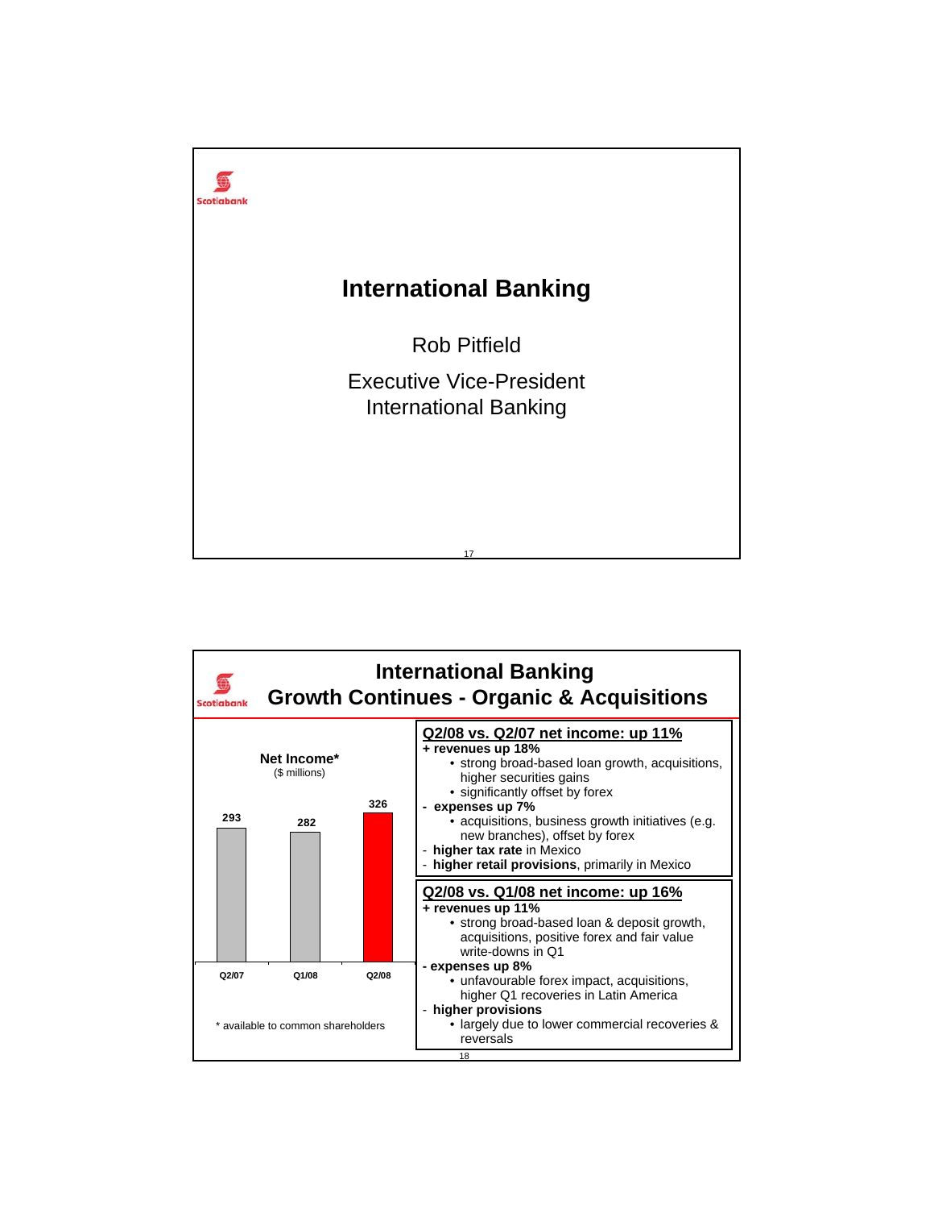# International Banking

Rob Pitfield

Executive Vice-President
International Banking

---

# International Banking
## Growth Continues - Organic & Acquisitions

**Net Income***
($ millions)

| Q2/07 | Q1/08 | Q2/08 |
|---|---|---|
| 293 | 282 | 326 |

\* available to common shareholders

**Q2/08 vs. Q2/07 net income: up 11%**

**+ revenues up 18%**
- strong broad-based loan growth, acquisitions, higher securities gains
- significantly offset by forex

**- expenses up 7%**
- acquisitions, business growth initiatives (e.g. new branches), offset by forex

- **higher tax rate** in Mexico
- **higher retail provisions**, primarily in Mexico

**Q2/08 vs. Q1/08 net income: up 16%**

**+ revenues up 11%**
- strong broad-based loan & deposit growth, acquisitions, positive forex and fair value write-downs in Q1

**- expenses up 8%**
- unfavourable forex impact, acquisitions, higher Q1 recoveries in Latin America

- **higher provisions**
  - largely due to lower commercial recoveries & reversals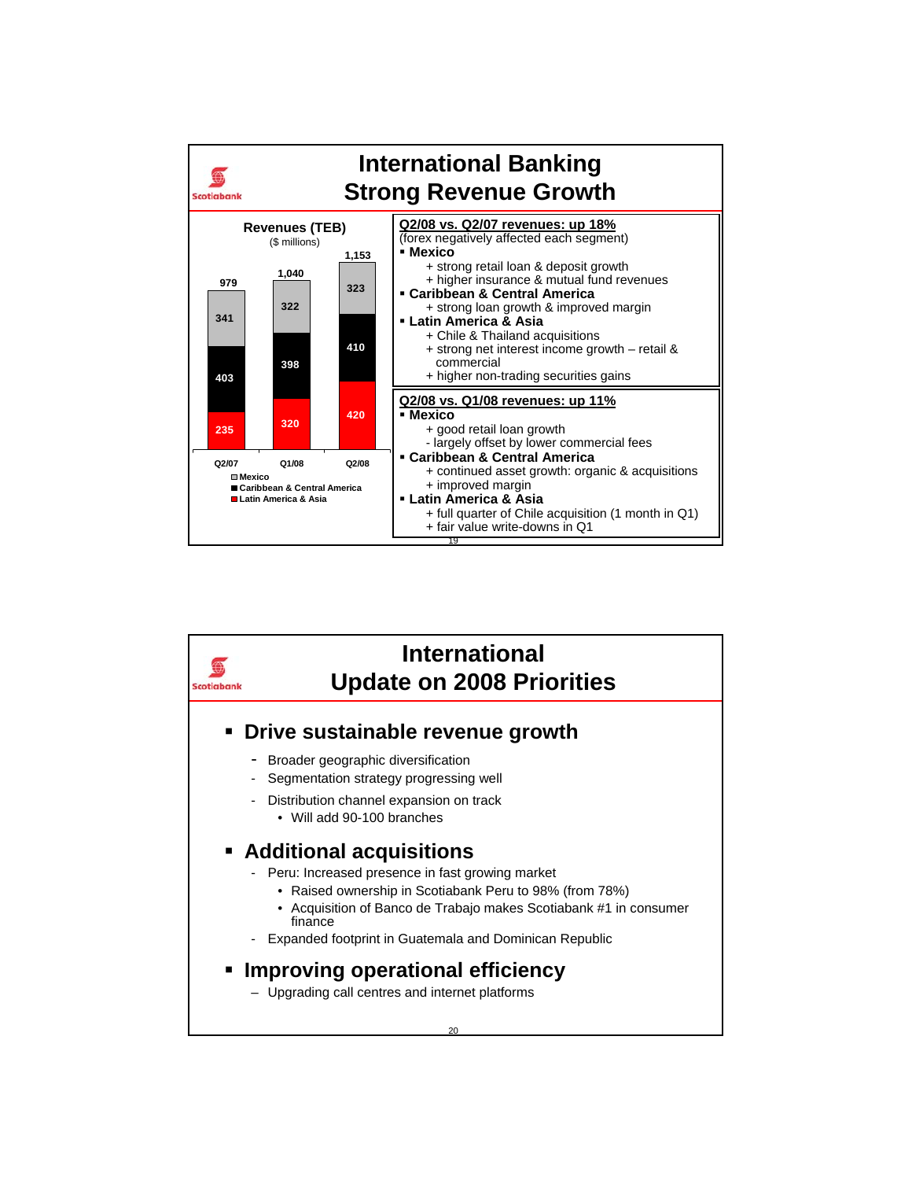# International Banking
## Strong Revenue Growth

**Revenues (TEB)**
($ millions)

| Segment | Q2/07 | Q1/08 | Q2/08 |
|---|---|---|---|
| Mexico | 341 | 322 | 323 |
| Caribbean & Central America | 403 | 398 | 410 |
| Latin America & Asia | 235 | 320 | 420 |
| Total | 979 | 1,040 | 1,153 |

**Q2/08 vs. Q2/07 revenues: up 18%**
(forex negatively affected each segment)

- **Mexico**
  - + strong retail loan & deposit growth
  - + higher insurance & mutual fund revenues
- **Caribbean & Central America**
  - + strong loan growth & improved margin
- **Latin America & Asia**
  - + Chile & Thailand acquisitions
  - + strong net interest income growth – retail & commercial
  - + higher non-trading securities gains

**Q2/08 vs. Q1/08 revenues: up 11%**

- **Mexico**
  - + good retail loan growth
  - - largely offset by lower commercial fees
- **Caribbean & Central America**
  - + continued asset growth: organic & acquisitions
  - + improved margin
- **Latin America & Asia**
  - + full quarter of Chile acquisition (1 month in Q1)
  - + fair value write-downs in Q1

# International
## Update on 2008 Priorities

- **Drive sustainable revenue growth**
  - Broader geographic diversification
  - Segmentation strategy progressing well
  - Distribution channel expansion on track
    - Will add 90-100 branches
- **Additional acquisitions**
  - Peru: Increased presence in fast growing market
    - Raised ownership in Scotiabank Peru to 98% (from 78%)
    - Acquisition of Banco de Trabajo makes Scotiabank #1 in consumer finance
  - Expanded footprint in Guatemala and Dominican Republic
- **Improving operational efficiency**
  - Upgrading call centres and internet platforms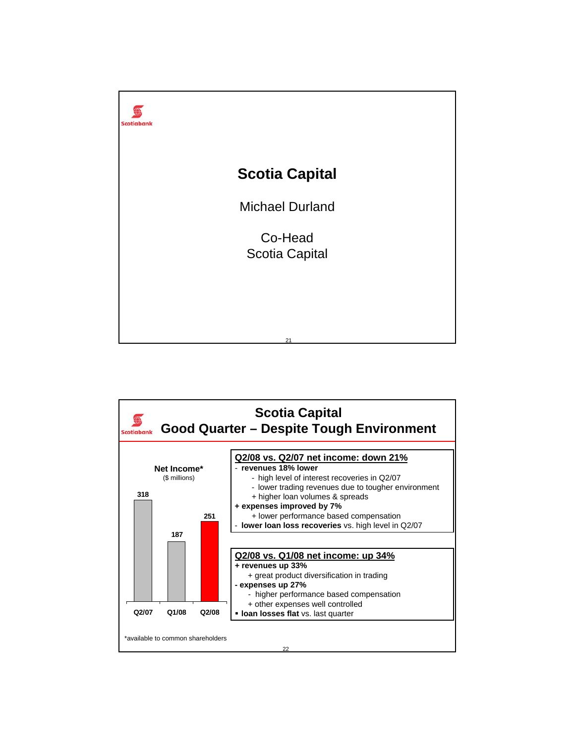# Scotia Capital

Michael Durland

Co-Head
Scotia Capital

---

## Scotia Capital
## Good Quarter – Despite Tough Environment

**Net Income*** ($ millions)

| | Q2/07 | Q1/08 | Q2/08 |
|---|---|---|---|
| Net Income | 318 | 187 | 251 |

**Q2/08 vs. Q2/07 net income: down 21%**

- **revenues 18% lower**
  - high level of interest recoveries in Q2/07
  - lower trading revenues due to tougher environment
  - + higher loan volumes & spreads
- **+ expenses improved by 7%**
  - + lower performance based compensation
- **lower loan loss recoveries** vs. high level in Q2/07

**Q2/08 vs. Q1/08 net income: up 34%**

- **+ revenues up 33%**
  - + great product diversification in trading
- **- expenses up 27%**
  - higher performance based compensation
  - + other expenses well controlled
- ▪ **loan losses flat** vs. last quarter

*available to common shareholders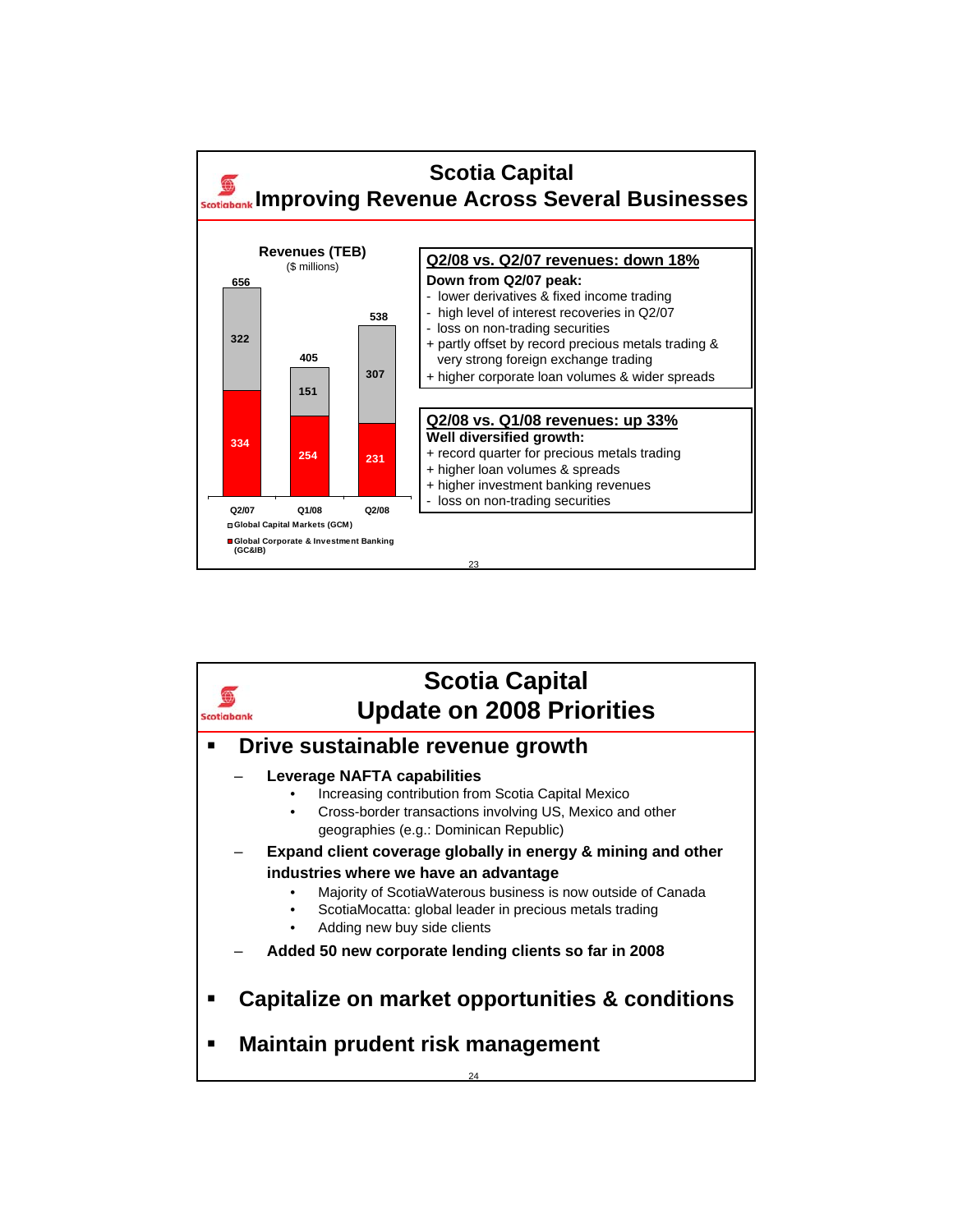# Scotia Capital
## Improving Revenue Across Several Businesses

**Revenues (TEB)**
($ millions)

| | Q2/07 | Q1/08 | Q2/08 |
|---|---|---|---|
| Global Capital Markets (GCM) | 322 | 151 | 307 |
| Global Corporate & Investment Banking (GC&IB) | 334 | 254 | 231 |
| Total | 656 | 405 | 538 |

**Q2/08 vs. Q2/07 revenues: down 18%**

**Down from Q2/07 peak:**

- lower derivatives & fixed income trading
- high level of interest recoveries in Q2/07
- loss on non-trading securities

+ partly offset by record precious metals trading & very strong foreign exchange trading
+ higher corporate loan volumes & wider spreads

**Q2/08 vs. Q1/08 revenues: up 33%**

**Well diversified growth:**

+ record quarter for precious metals trading
+ higher loan volumes & spreads
+ higher investment banking revenues

- loss on non-trading securities

# Scotia Capital
## Update on 2008 Priorities

- **Drive sustainable revenue growth**
  - **Leverage NAFTA capabilities**
    - Increasing contribution from Scotia Capital Mexico
    - Cross-border transactions involving US, Mexico and other geographies (e.g.: Dominican Republic)
  - **Expand client coverage globally in energy & mining and other industries where we have an advantage**
    - Majority of ScotiaWaterous business is now outside of Canada
    - ScotiaMocatta: global leader in precious metals trading
    - Adding new buy side clients
  - **Added 50 new corporate lending clients so far in 2008**
- **Capitalize on market opportunities & conditions**
- **Maintain prudent risk management**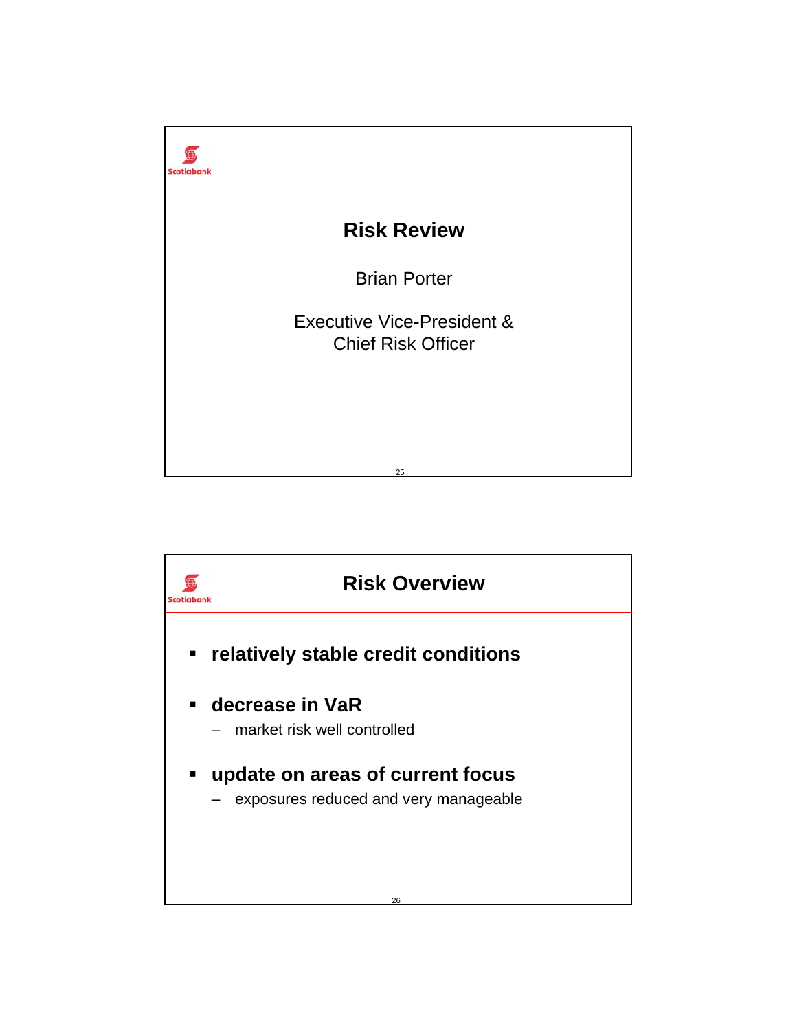# Risk Review

Brian Porter

Executive Vice-President &
Chief Risk Officer

## Risk Overview

- **relatively stable credit conditions**
- **decrease in VaR**
  - market risk well controlled
- **update on areas of current focus**
  - exposures reduced and very manageable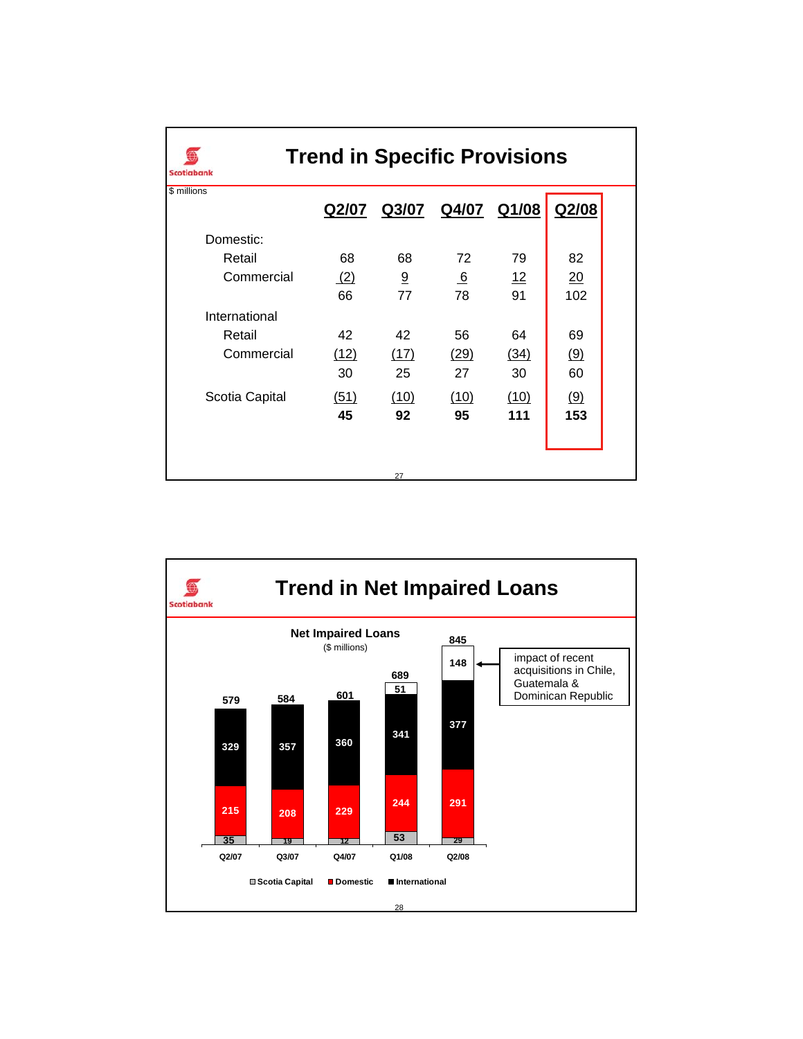# Trend in Specific Provisions

$ millions

| | Q2/07 | Q3/07 | Q4/07 | Q1/08 | Q2/08 |
|---|---|---|---|---|---|
| Domestic: | | | | | |
| Retail | 68 | 68 | 72 | 79 | 82 |
| Commercial | (2) | 9 | 6 | 12 | 20 |
| | 66 | 77 | 78 | 91 | 102 |
| International | | | | | |
| Retail | 42 | 42 | 56 | 64 | 69 |
| Commercial | (12) | (17) | (29) | (34) | (9) |
| | 30 | 25 | 27 | 30 | 60 |
| Scotia Capital | (51) | (10) | (10) | (10) | (9) |
| | **45** | **92** | **95** | **111** | **153** |

# Trend in Net Impaired Loans

**Net Impaired Loans**
($ millions)

| | Q2/07 | Q3/07 | Q4/07 | Q1/08 | Q2/08 |
|---|---|---|---|---|---|
| Scotia Capital | 35 | 19 | 12 | 53 | 29 |
| Domestic | 215 | 208 | 229 | 244 | 291 |
| International | 329 | 357 | 360 | 341 | 377 |
| Impact of recent acquisitions | | | | 51 | 148 |
| **Total** | **579** | **584** | **601** | **689** | **845** |

impact of recent acquisitions in Chile, Guatemala & Dominican Republic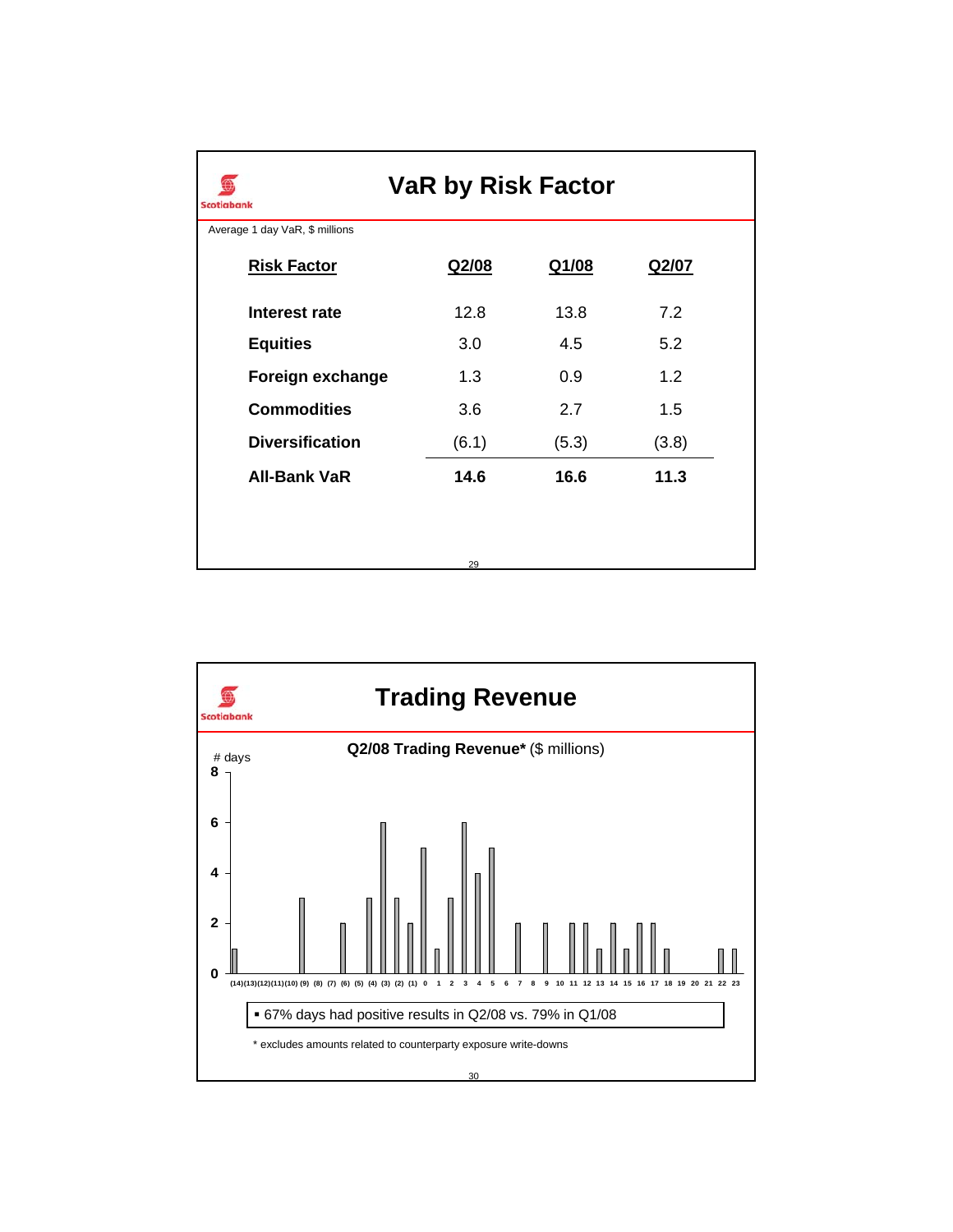# VaR by Risk Factor

Average 1 day VaR, $ millions

| Risk Factor | Q2/08 | Q1/08 | Q2/07 |
|---|---|---|---|
| **Interest rate** | 12.8 | 13.8 | 7.2 |
| **Equities** | 3.0 | 4.5 | 5.2 |
| **Foreign exchange** | 1.3 | 0.9 | 1.2 |
| **Commodities** | 3.6 | 2.7 | 1.5 |
| **Diversification** | (6.1) | (5.3) | (3.8) |
| **All-Bank VaR** | **14.6** | **16.6** | **11.3** |

# Trading Revenue

**Q2/08 Trading Revenue*** ($ millions)

| Trading Revenue ($ millions) | # days |
|---|---|
| (14) | 1 |
| (13) | 0 |
| (12) | 0 |
| (11) | 0 |
| (10) | 0 |
| (9) | 3 |
| (8) | 0 |
| (7) | 0 |
| (6) | 2 |
| (5) | 0 |
| (4) | 3 |
| (3) | 6 |
| (2) | 3 |
| (1) | 2 |
| 0 | 5 |
| 1 | 1 |
| 2 | 3 |
| 3 | 6 |
| 4 | 4 |
| 5 | 5 |
| 6 | 0 |
| 7 | 2 |
| 8 | 0 |
| 9 | 2 |
| 10 | 0 |
| 11 | 2 |
| 12 | 2 |
| 13 | 1 |
| 14 | 2 |
| 15 | 1 |
| 16 | 2 |
| 17 | 2 |
| 18 | 1 |
| 19 | 0 |
| 20 | 0 |
| 21 | 0 |
| 22 | 1 |
| 23 | 1 |

- 67% days had positive results in Q2/08 vs. 79% in Q1/08

\* excludes amounts related to counterparty exposure write-downs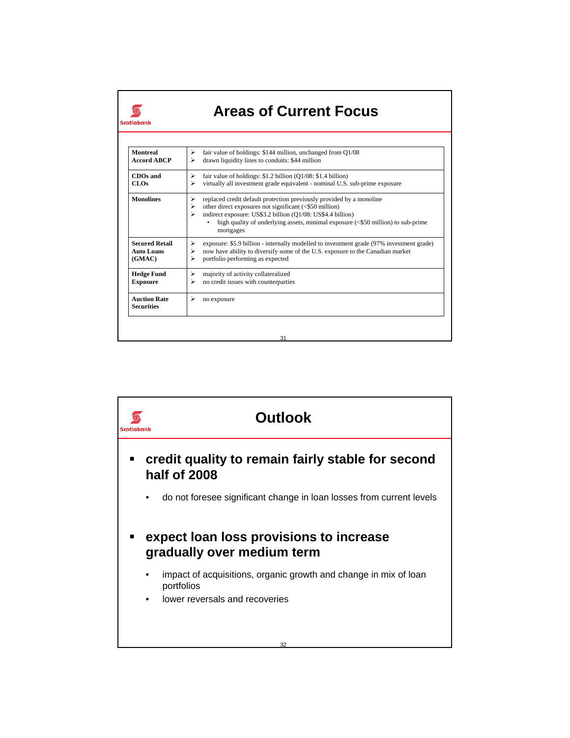## Areas of Current Focus

| | |
|---|---|
| **Montreal Accord ABCP** | ➢ fair value of holdings: $144 million, unchanged from Q1/08<br>➢ drawn liquidity lines to conduits: $44 million |
| **CDOs and CLOs** | ➢ fair value of holdings: $1.2 billion (Q1/08: $1.4 billion)<br>➢ virtually all investment grade equivalent - nominal U.S. sub-prime exposure |
| **Monolines** | ➢ replaced credit default protection previously provided by a monoline<br>➢ other direct exposures not significant (<$50 million)<br>➢ indirect exposure: US$3.2 billion (Q1/08: US$4.4 billion)<br>• high quality of underlying assets, minimal exposure (<$50 million) to sub-prime mortgages |
| **Secured Retail Auto Loans (GMAC)** | ➢ exposure: $5.9 billion - internally modelled to investment grade (97% investment grade)<br>➢ now have ability to diversify some of the U.S. exposure to the Canadian market<br>➢ portfolio performing as expected |
| **Hedge Fund Exposure** | ➢ majority of activity collateralized<br>➢ no credit issues with counterparties |
| **Auction Rate Securities** | ➢ no exposure |

## Outlook

- **credit quality to remain fairly stable for second half of 2008**
  - do not foresee significant change in loan losses from current levels

- **expect loan loss provisions to increase gradually over medium term**
  - impact of acquisitions, organic growth and change in mix of loan portfolios
  - lower reversals and recoveries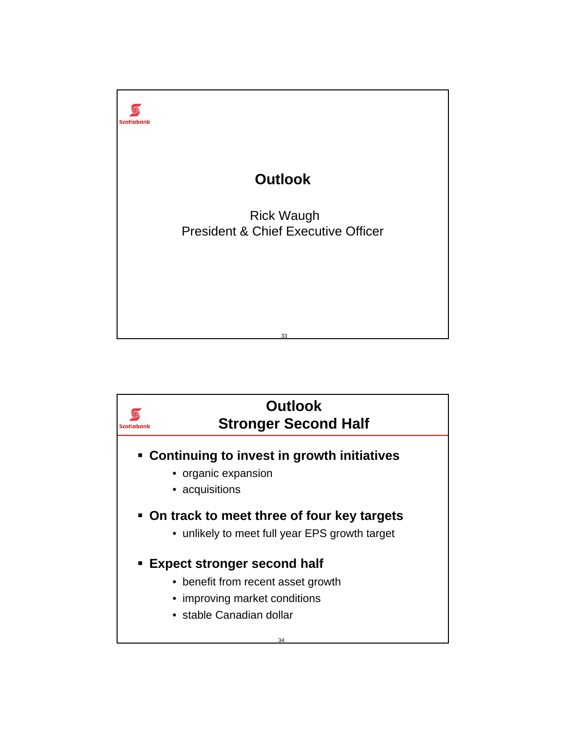# Outlook

Rick Waugh
President & Chief Executive Officer

# Outlook
## Stronger Second Half

- **Continuing to invest in growth initiatives**
  - organic expansion
  - acquisitions
- **On track to meet three of four key targets**
  - unlikely to meet full year EPS growth target
- **Expect stronger second half**
  - benefit from recent asset growth
  - improving market conditions
  - stable Canadian dollar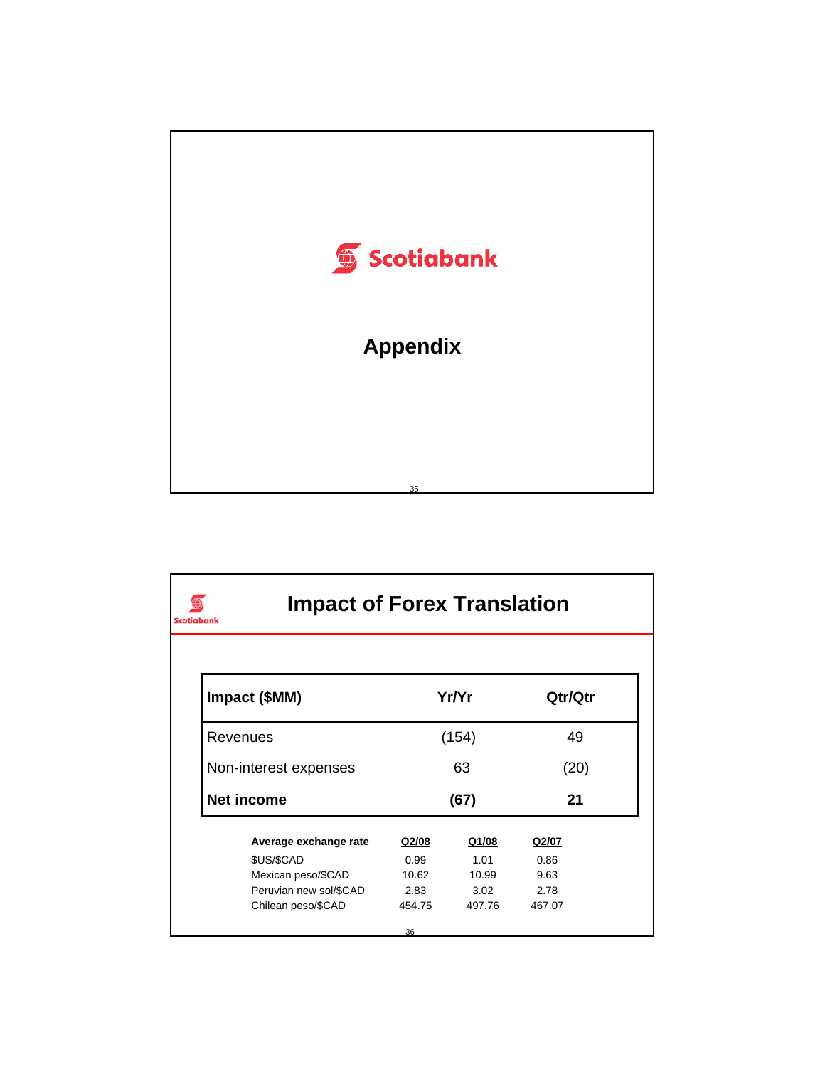Scotiabank

# Appendix

Scotiabank

## Impact of Forex Translation

| Impact ($MM) | Yr/Yr | Qtr/Qtr |
|---|---|---|
| Revenues | (154) | 49 |
| Non-interest expenses | 63 | (20) |
| **Net income** | **(67)** | **21** |

| Average exchange rate | Q2/08 | Q1/08 | Q2/07 |
|---|---|---|---|
| $US/$CAD | 0.99 | 1.01 | 0.86 |
| Mexican peso/$CAD | 10.62 | 10.99 | 9.63 |
| Peruvian new sol/$CAD | 2.83 | 3.02 | 2.78 |
| Chilean peso/$CAD | 454.75 | 497.76 | 467.07 |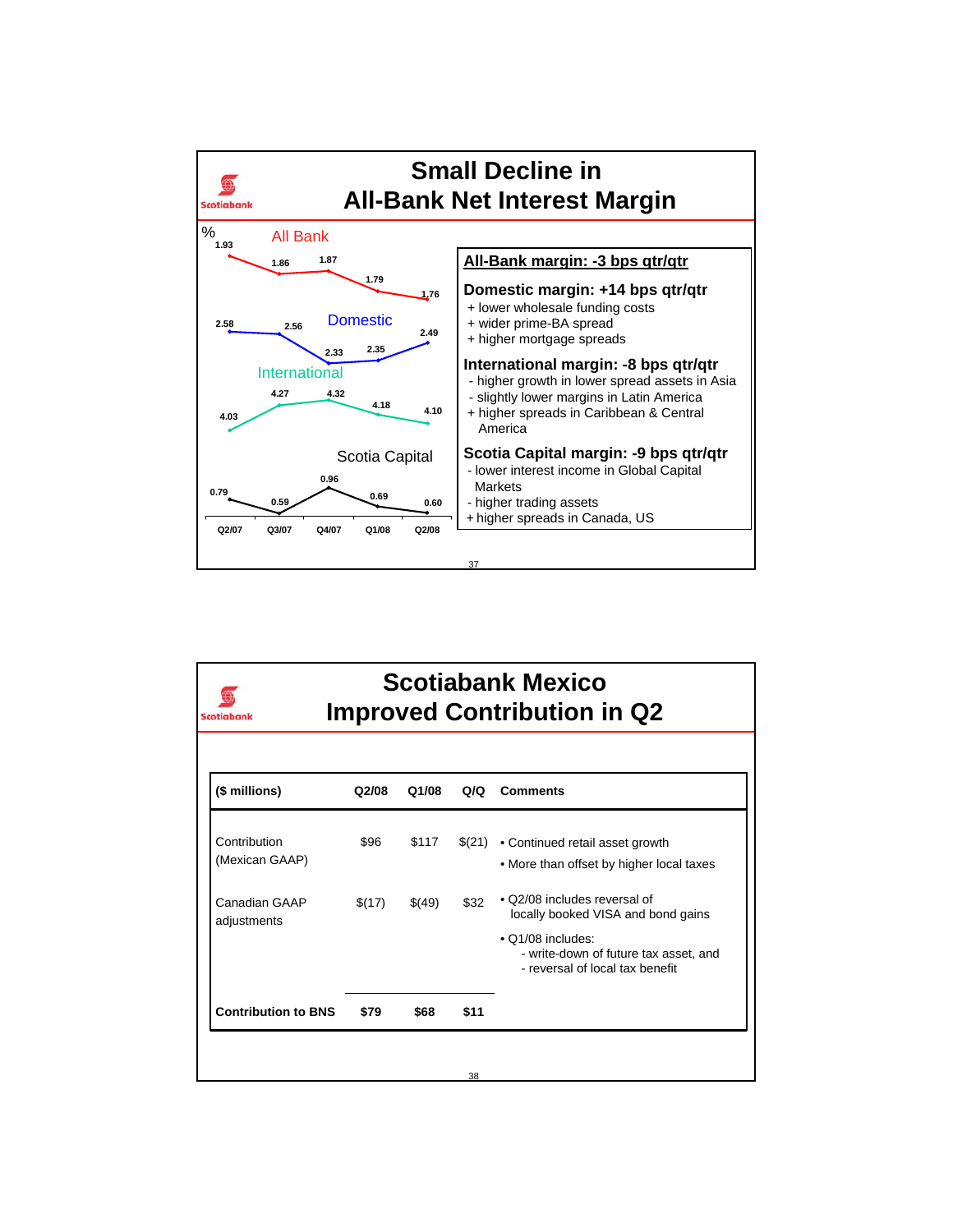## Small Decline in All-Bank Net Interest Margin

%

| | Q2/07 | Q3/07 | Q4/07 | Q1/08 | Q2/08 |
|---|---|---|---|---|---|
| All Bank | 1.93 | 1.86 | 1.87 | 1.79 | 1.76 |
| Domestic | 2.58 | 2.56 | 2.33 | 2.35 | 2.49 |
| International | 4.03 | 4.27 | 4.32 | 4.18 | 4.10 |
| Scotia Capital | 0.79 | 0.59 | 0.96 | 0.69 | 0.60 |

**All-Bank margin: -3 bps qtr/qtr**

**Domestic margin: +14 bps qtr/qtr**
- + lower wholesale funding costs
- + wider prime-BA spread
- + higher mortgage spreads

**International margin: -8 bps qtr/qtr**
- - higher growth in lower spread assets in Asia
- - slightly lower margins in Latin America
- + higher spreads in Caribbean & Central America

**Scotia Capital margin: -9 bps qtr/qtr**
- - lower interest income in Global Capital Markets
- - higher trading assets
- + higher spreads in Canada, US

## Scotiabank Mexico Improved Contribution in Q2

| ($ millions) | Q2/08 | Q1/08 | Q/Q | Comments |
|---|---|---|---|---|
| Contribution (Mexican GAAP) | $96 | $117 | $(21) | • Continued retail asset growth<br>• More than offset by higher local taxes |
| Canadian GAAP adjustments | $(17) | $(49) | $32 | • Q2/08 includes reversal of locally booked VISA and bond gains<br>• Q1/08 includes:<br>- write-down of future tax asset, and<br>- reversal of local tax benefit |
| **Contribution to BNS** | **$79** | **$68** | **$11** | |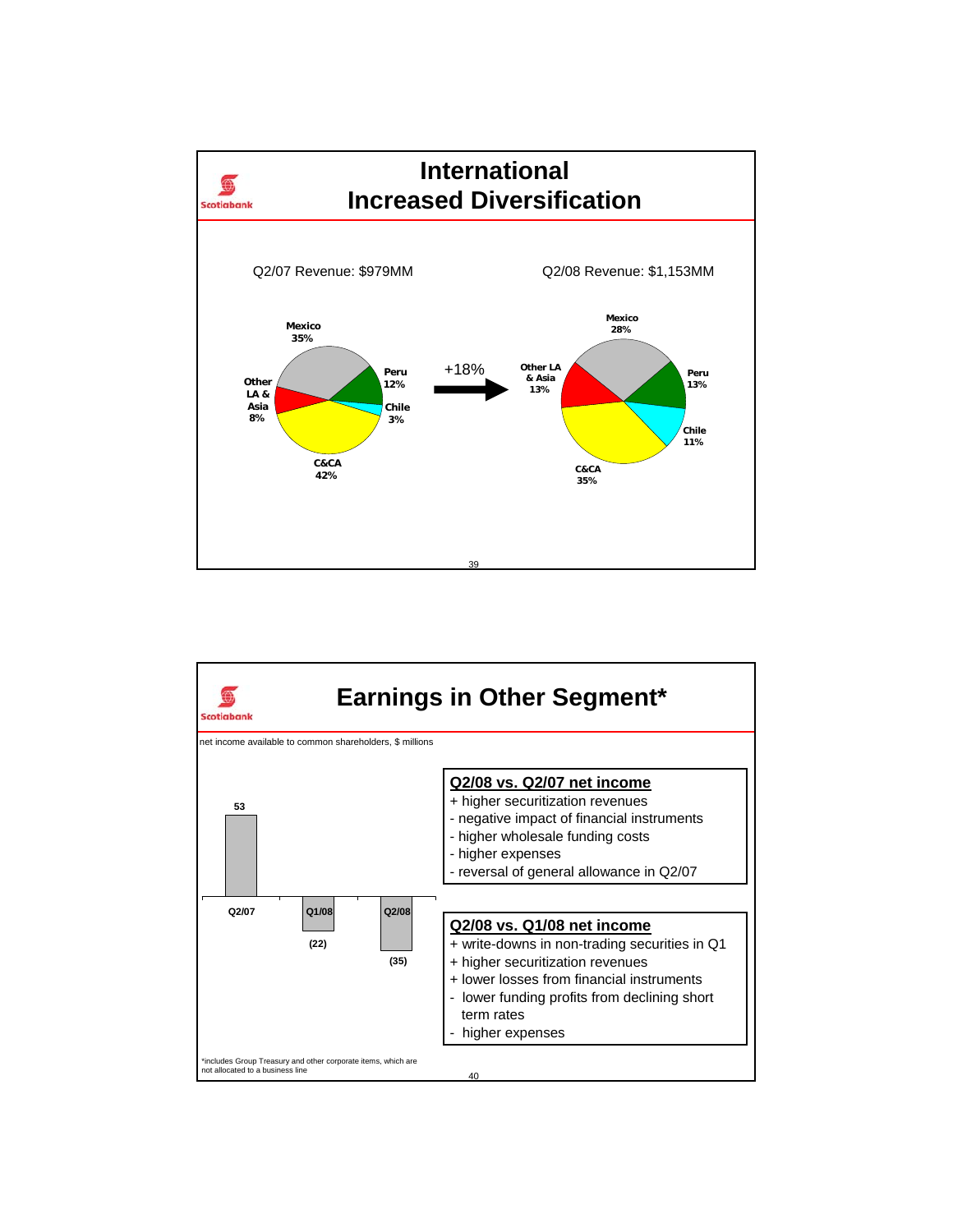# International
## Increased Diversification

Q2/07 Revenue: $979MM

| Region | Share |
|---|---|
| Mexico | 35% |
| Peru | 12% |
| Chile | 3% |
| C&CA | 42% |
| Other LA & Asia | 8% |

+18%

Q2/08 Revenue: $1,153MM

| Region | Share |
|---|---|
| Mexico | 28% |
| Peru | 13% |
| Chile | 11% |
| C&CA | 35% |
| Other LA & Asia | 13% |

# Earnings in Other Segment*

net income available to common shareholders, $ millions

| Q2/07 | Q1/08 | Q2/08 |
|---|---|---|
| 53 | (22) | (35) |

**Q2/08 vs. Q2/07 net income**

+ higher securitization revenues
- negative impact of financial instruments
- higher wholesale funding costs
- higher expenses
- reversal of general allowance in Q2/07

**Q2/08 vs. Q1/08 net income**

+ write-downs in non-trading securities in Q1
+ higher securitization revenues
+ lower losses from financial instruments
- lower funding profits from declining short term rates
- higher expenses

*includes Group Treasury and other corporate items, which are not allocated to a business line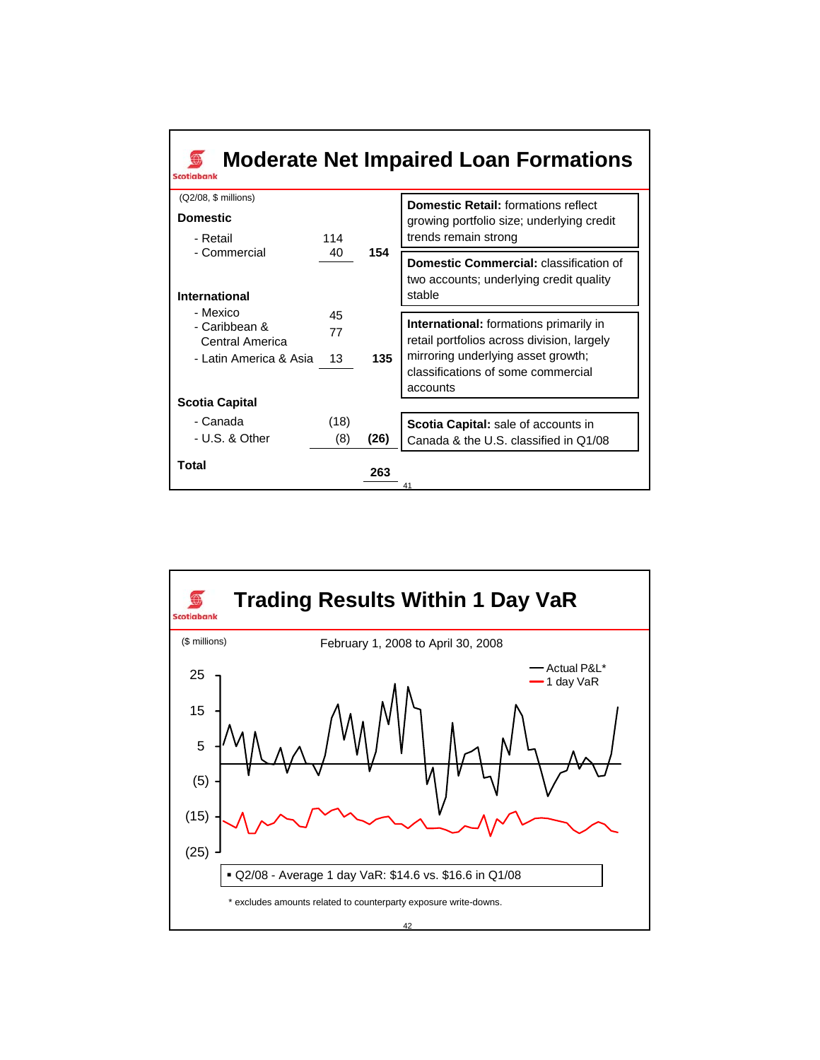# Moderate Net Impaired Loan Formations

(Q2/08, $ millions)

| | | |
|---|---|---|
| **Domestic** | | |
| - Retail | 114 | |
| - Commercial | 40 | **154** |
| **International** | | |
| - Mexico | 45 | |
| - Caribbean & Central America | 77 | |
| - Latin America & Asia | 13 | **135** |
| **Scotia Capital** | | |
| - Canada | (18) | |
| - U.S. & Other | (8) | **(26)** |
| **Total** | | **263** |

**Domestic Retail:** formations reflect growing portfolio size; underlying credit trends remain strong

**Domestic Commercial:** classification of two accounts; underlying credit quality stable

**International:** formations primarily in retail portfolios across division, largely mirroring underlying asset growth; classifications of some commercial accounts

**Scotia Capital:** sale of accounts in Canada & the U.S. classified in Q1/08

# Trading Results Within 1 Day VaR

($ millions)

February 1, 2008 to April 30, 2008

Actual P&L*
1 day VaR

25
15
5
(5)
(15)
(25)

- Q2/08 - Average 1 day VaR: $14.6 vs. $16.6 in Q1/08

\* excludes amounts related to counterparty exposure write-downs.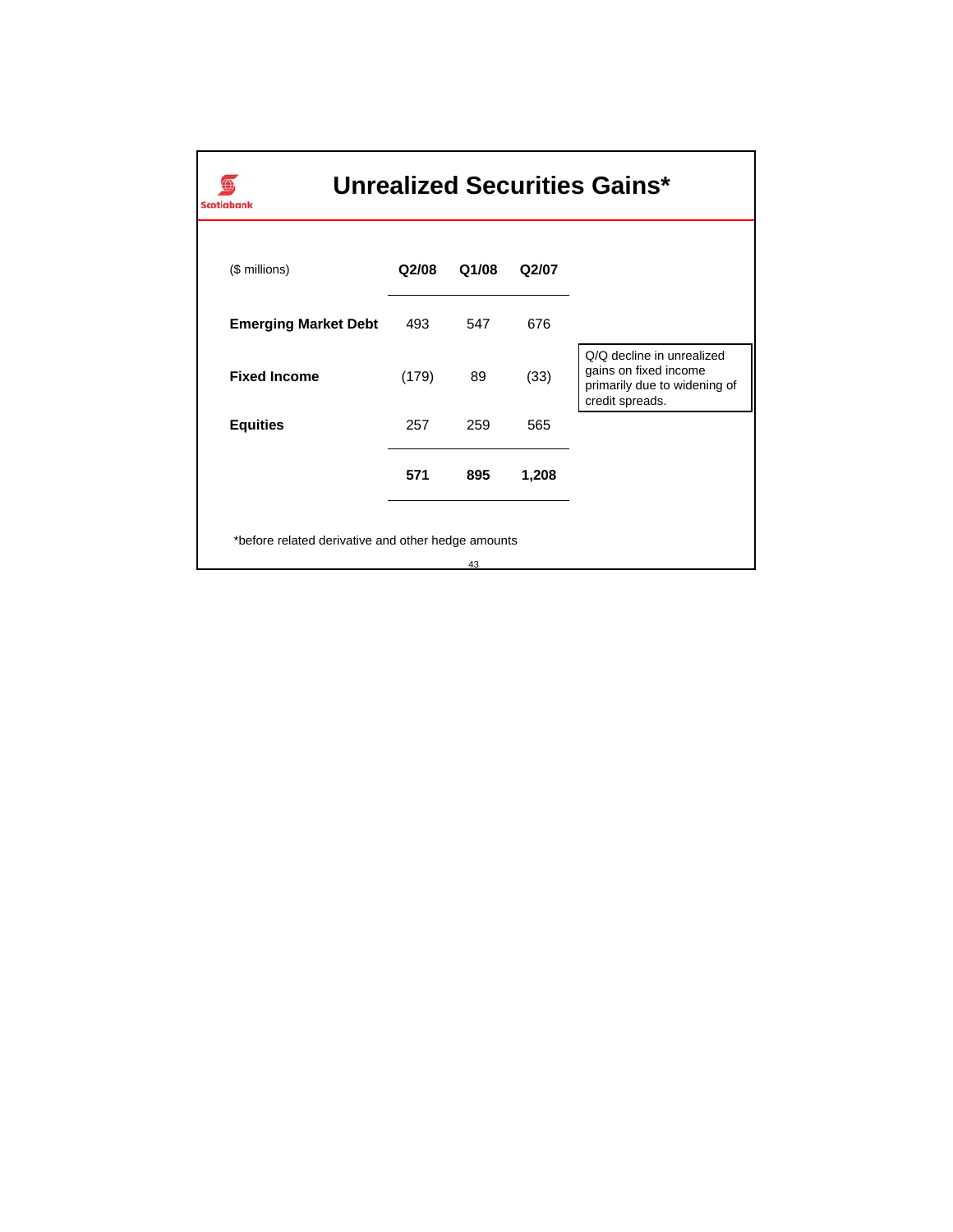# Unrealized Securities Gains*

| ($ millions) | Q2/08 | Q1/08 | Q2/07 |
|---|---|---|---|
| **Emerging Market Debt** | 493 | 547 | 676 |
| **Fixed Income** | (179) | 89 | (33) |
| **Equities** | 257 | 259 | 565 |
| | **571** | **895** | **1,208** |

Q/Q decline in unrealized gains on fixed income primarily due to widening of credit spreads.

*before related derivative and other hedge amounts